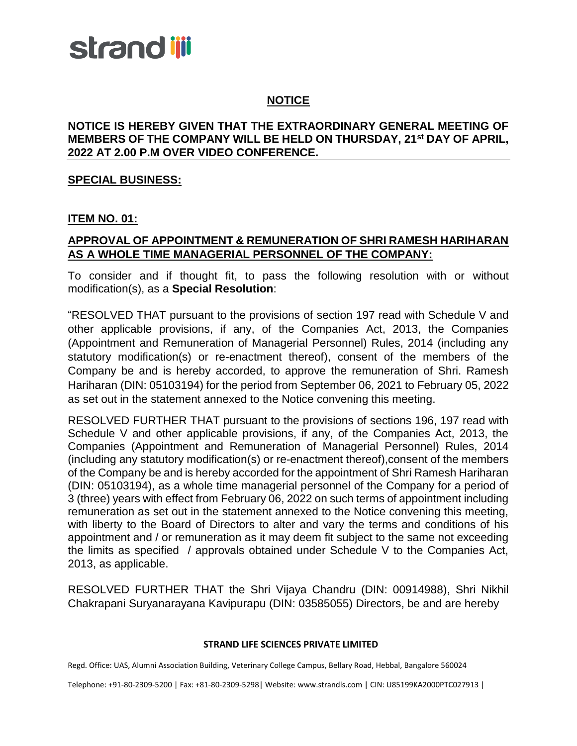strand

## NOTICE

**NOTICE IS HEREBY GIVEN THAT THE EXTRAORDINARY GENERAL MEETING OF MEMBERS OF THE COMPANY WILL BE HELD ON THURSDAY, 21st DAY OF APRIL, 2022 AT 2.00 P.M OVER VIDEO CONFERENCE.**

### SPECIAL BUSINESS:

### ITEM NO. 01:

### APPROVAL OF APPOINTMENT & REMUNERATION OF SHRI RAMESH HARIHARAN AS A WHOLE TIME MANAGERIAL PERSONNEL OF THE COMPANY:

To consider and if thought fit, to pass the following resolution with or without modification(s), as a **Special Resolution**:

"RESOLVED THAT pursuant to the provisions of section 197 read with Schedule V and other applicable provisions, if any, of the Companies Act, 2013, the Companies (Appointment and Remuneration of Managerial Personnel) Rules, 2014 (including any statutory modification(s) or re-enactment thereof), consent of the members of the Company be and is hereby accorded, to approve the remuneration of Shri. Ramesh Hariharan (DIN: 05103194) for the period from September 06, 2021 to February 05, 2022 as set out in the statement annexed to the Notice convening this meeting.

RESOLVED FURTHER THAT pursuant to the provisions of sections 196, 197 read with Schedule V and other applicable provisions, if any, of the Companies Act, 2013, the Companies (Appointment and Remuneration of Managerial Personnel) Rules, 2014 (including any statutory modification(s) or re-enactment thereof),consent of the members of the Company be and is hereby accorded for the appointment of Shri Ramesh Hariharan (DIN: 05103194), as a whole time managerial personnel of the Company for a period of 3 (three) years with effect from February 06, 2022 on such terms of appointment including remuneration as set out in the statement annexed to the Notice convening this meeting, with liberty to the Board of Directors to alter and vary the terms and conditions of his appointment and / or remuneration as it may deem fit subject to the same not exceeding the limits as specified / approvals obtained under Schedule V to the Companies Act, 2013, as applicable.

RESOLVED FURTHER THAT the Shri Vijaya Chandru (DIN: 00914988), Shri Nikhil Chakrapani Suryanarayana Kavipurapu (DIN: 03585055) Directors, be and are hereby

**STRAND LIFE SCIENCES PRIVATE LIMITED**

Regd. Office: UAS, Alumni Association Building, Veterinary College Campus, Bellary Road, Hebbal, Bangalore 560024

Telephone: +91-80-2309-5200 | Fax: +81-80-2309-5298| Website: www.strandls.com | CIN: U85199KA2000PTC027913 |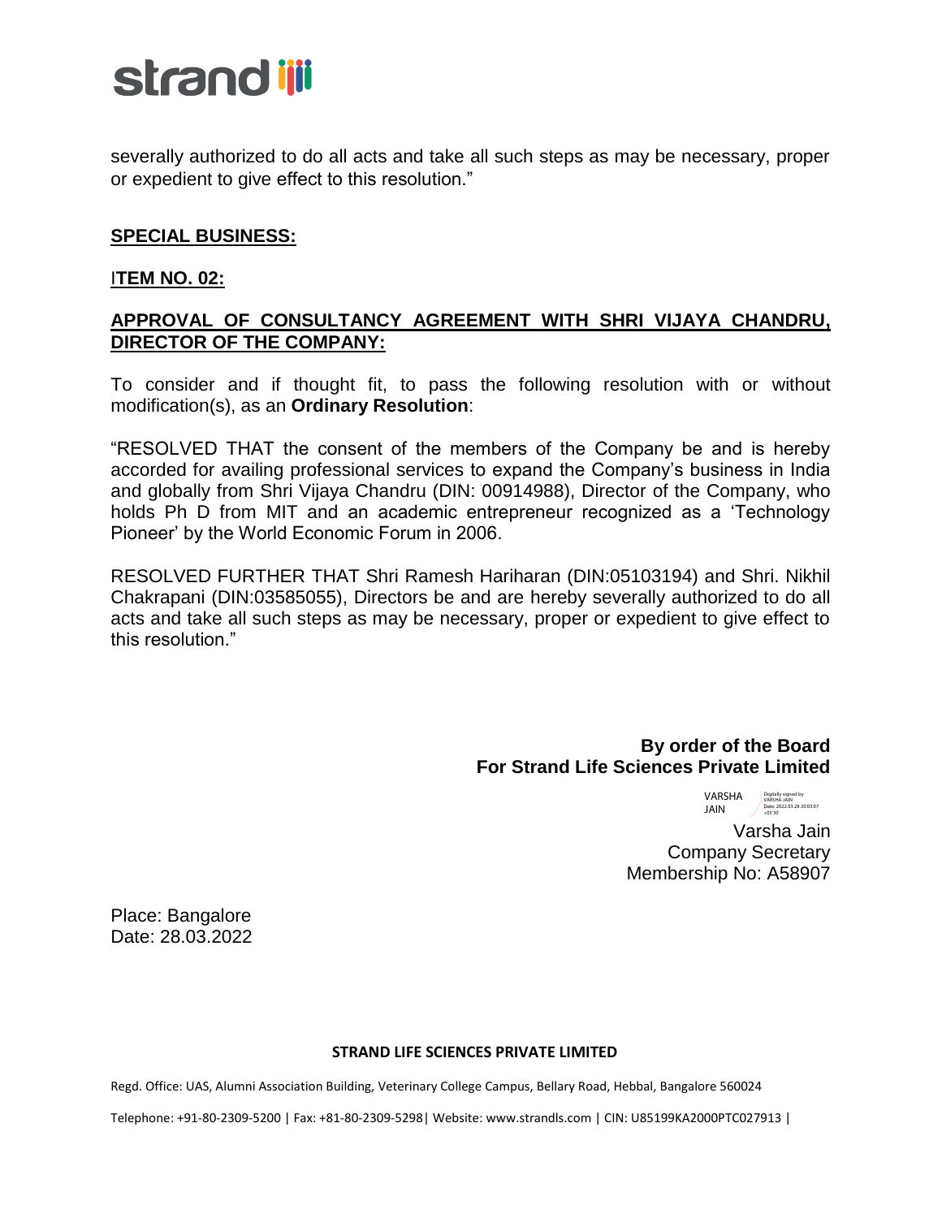severally authorized to do all acts and take all such steps as may be necessary, proper or expedient to give effect to this resolution."

## SPECIAL BUSINESS:

### ITEM NO. 02:

### APPROVAL OF CONSULTANCY AGREEMENT WITH SHRI VIJAYA CHANDRU, DIRECTOR OF THE COMPANY:

To consider and if thought fit, to pass the following resolution with or without modification(s), as an **Ordinary Resolution**:

"RESOLVED THAT the consent of the members of the Company be and is hereby accorded for availing professional services to expand the Company's business in India and globally from Shri Vijaya Chandru (DIN: 00914988), Director of the Company, who holds Ph D from MIT and an academic entrepreneur recognized as a 'Technology Pioneer' by the World Economic Forum in 2006.

RESOLVED FURTHER THAT Shri Ramesh Hariharan (DIN:05103194) and Shri. Nikhil Chakrapani (DIN:03585055), Directors be and are hereby severally authorized to do all acts and take all such steps as may be necessary, proper or expedient to give effect to this resolution."

**By order of the Board**
**For Strand Life Sciences Private Limited**

VARSHA JAIN — Digitally signed by VARSHA JAIN Date: 2022.03.28 20:03:07 +05'30'

Varsha Jain
Company Secretary
Membership No: A58907

Place: Bangalore
Date: 28.03.2022

**STRAND LIFE SCIENCES PRIVATE LIMITED**

Regd. Office: UAS, Alumni Association Building, Veterinary College Campus, Bellary Road, Hebbal, Bangalore 560024

Telephone: +91-80-2309-5200 | Fax: +81-80-2309-5298| Website: www.strandls.com | CIN: U85199KA2000PTC027913 |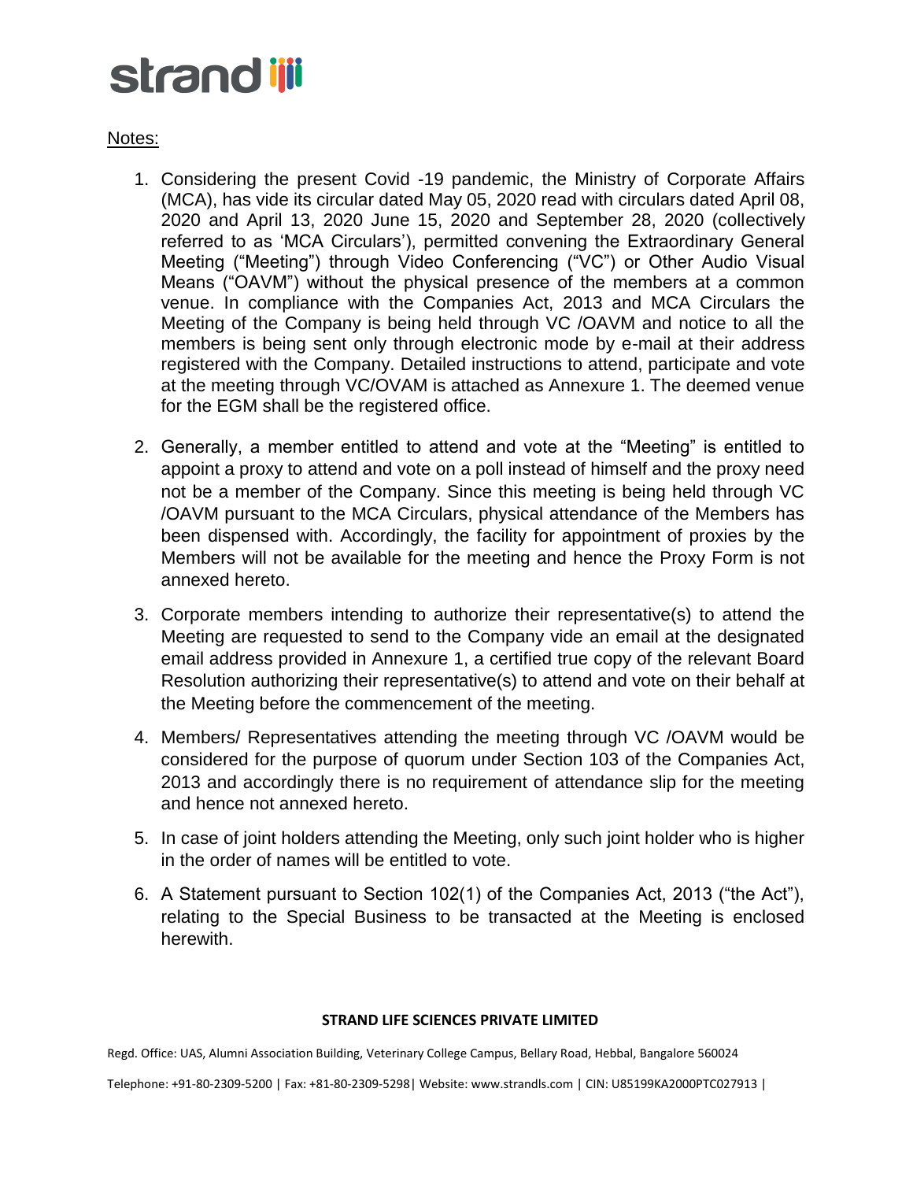Notes:

1. Considering the present Covid -19 pandemic, the Ministry of Corporate Affairs (MCA), has vide its circular dated May 05, 2020 read with circulars dated April 08, 2020 and April 13, 2020 June 15, 2020 and September 28, 2020 (collectively referred to as 'MCA Circulars'), permitted convening the Extraordinary General Meeting ("Meeting") through Video Conferencing ("VC") or Other Audio Visual Means ("OAVM") without the physical presence of the members at a common venue. In compliance with the Companies Act, 2013 and MCA Circulars the Meeting of the Company is being held through VC /OAVM and notice to all the members is being sent only through electronic mode by e-mail at their address registered with the Company. Detailed instructions to attend, participate and vote at the meeting through VC/OVAM is attached as Annexure 1. The deemed venue for the EGM shall be the registered office.

2. Generally, a member entitled to attend and vote at the "Meeting" is entitled to appoint a proxy to attend and vote on a poll instead of himself and the proxy need not be a member of the Company. Since this meeting is being held through VC /OAVM pursuant to the MCA Circulars, physical attendance of the Members has been dispensed with. Accordingly, the facility for appointment of proxies by the Members will not be available for the meeting and hence the Proxy Form is not annexed hereto.

3. Corporate members intending to authorize their representative(s) to attend the Meeting are requested to send to the Company vide an email at the designated email address provided in Annexure 1, a certified true copy of the relevant Board Resolution authorizing their representative(s) to attend and vote on their behalf at the Meeting before the commencement of the meeting.

4. Members/ Representatives attending the meeting through VC /OAVM would be considered for the purpose of quorum under Section 103 of the Companies Act, 2013 and accordingly there is no requirement of attendance slip for the meeting and hence not annexed hereto.

5. In case of joint holders attending the Meeting, only such joint holder who is higher in the order of names will be entitled to vote.

6. A Statement pursuant to Section 102(1) of the Companies Act, 2013 ("the Act"), relating to the Special Business to be transacted at the Meeting is enclosed herewith.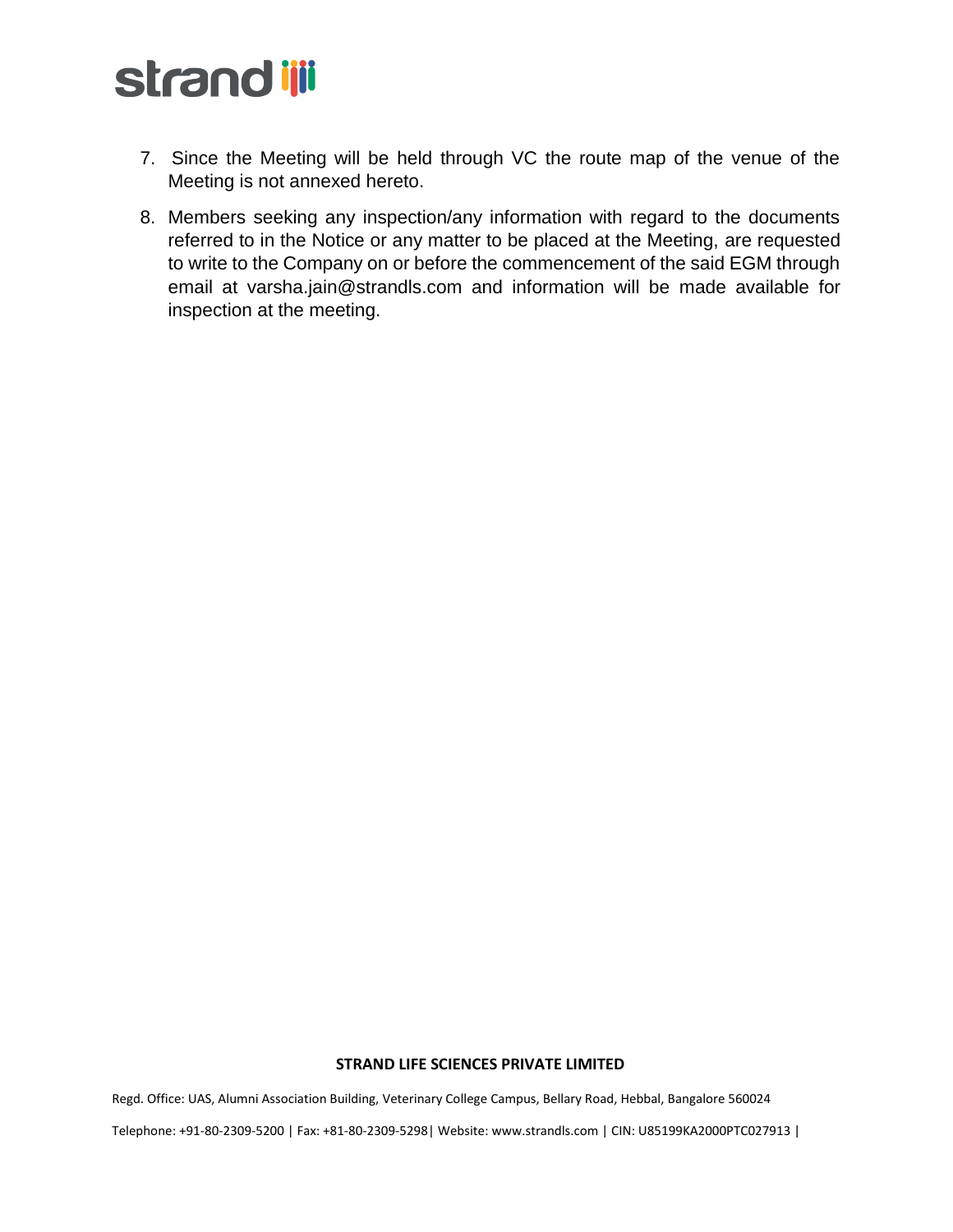7. Since the Meeting will be held through VC the route map of the venue of the Meeting is not annexed hereto.

8. Members seeking any inspection/any information with regard to the documents referred to in the Notice or any matter to be placed at the Meeting, are requested to write to the Company on or before the commencement of the said EGM through email at varsha.jain@strandls.com and information will be made available for inspection at the meeting.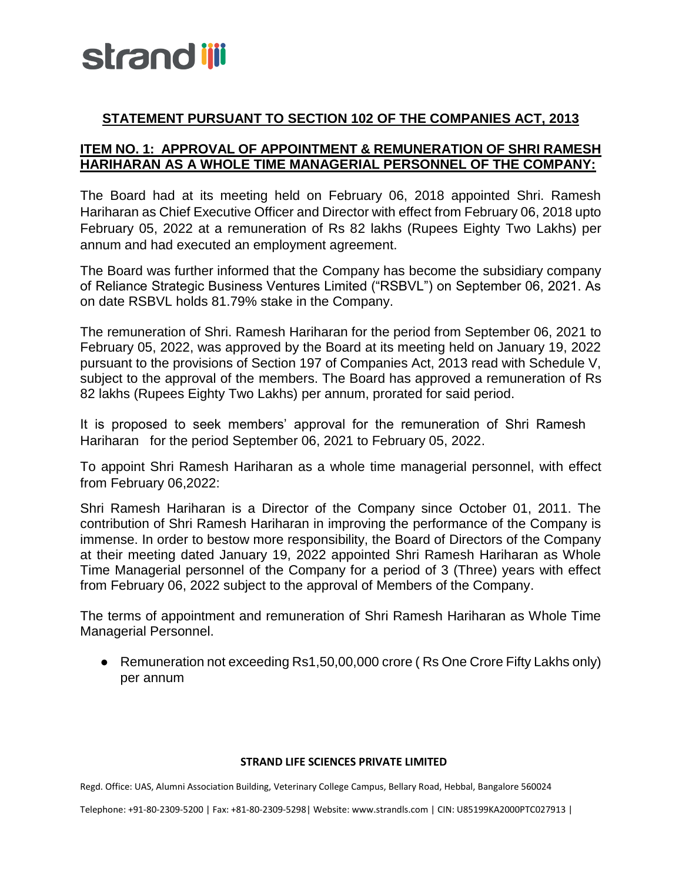## STATEMENT PURSUANT TO SECTION 102 OF THE COMPANIES ACT, 2013

### ITEM NO. 1: APPROVAL OF APPOINTMENT & REMUNERATION OF SHRI RAMESH HARIHARAN AS A WHOLE TIME MANAGERIAL PERSONNEL OF THE COMPANY:

The Board had at its meeting held on February 06, 2018 appointed Shri. Ramesh Hariharan as Chief Executive Officer and Director with effect from February 06, 2018 upto February 05, 2022 at a remuneration of Rs 82 lakhs (Rupees Eighty Two Lakhs) per annum and had executed an employment agreement.

The Board was further informed that the Company has become the subsidiary company of Reliance Strategic Business Ventures Limited ("RSBVL") on September 06, 2021. As on date RSBVL holds 81.79% stake in the Company.

The remuneration of Shri. Ramesh Hariharan for the period from September 06, 2021 to February 05, 2022, was approved by the Board at its meeting held on January 19, 2022 pursuant to the provisions of Section 197 of Companies Act, 2013 read with Schedule V, subject to the approval of the members. The Board has approved a remuneration of Rs 82 lakhs (Rupees Eighty Two Lakhs) per annum, prorated for said period.

It is proposed to seek members' approval for the remuneration of Shri Ramesh Hariharan for the period September 06, 2021 to February 05, 2022.

To appoint Shri Ramesh Hariharan as a whole time managerial personnel, with effect from February 06,2022:

Shri Ramesh Hariharan is a Director of the Company since October 01, 2011. The contribution of Shri Ramesh Hariharan in improving the performance of the Company is immense. In order to bestow more responsibility, the Board of Directors of the Company at their meeting dated January 19, 2022 appointed Shri Ramesh Hariharan as Whole Time Managerial personnel of the Company for a period of 3 (Three) years with effect from February 06, 2022 subject to the approval of Members of the Company.

The terms of appointment and remuneration of Shri Ramesh Hariharan as Whole Time Managerial Personnel.

- Remuneration not exceeding Rs1,50,00,000 crore ( Rs One Crore Fifty Lakhs only) per annum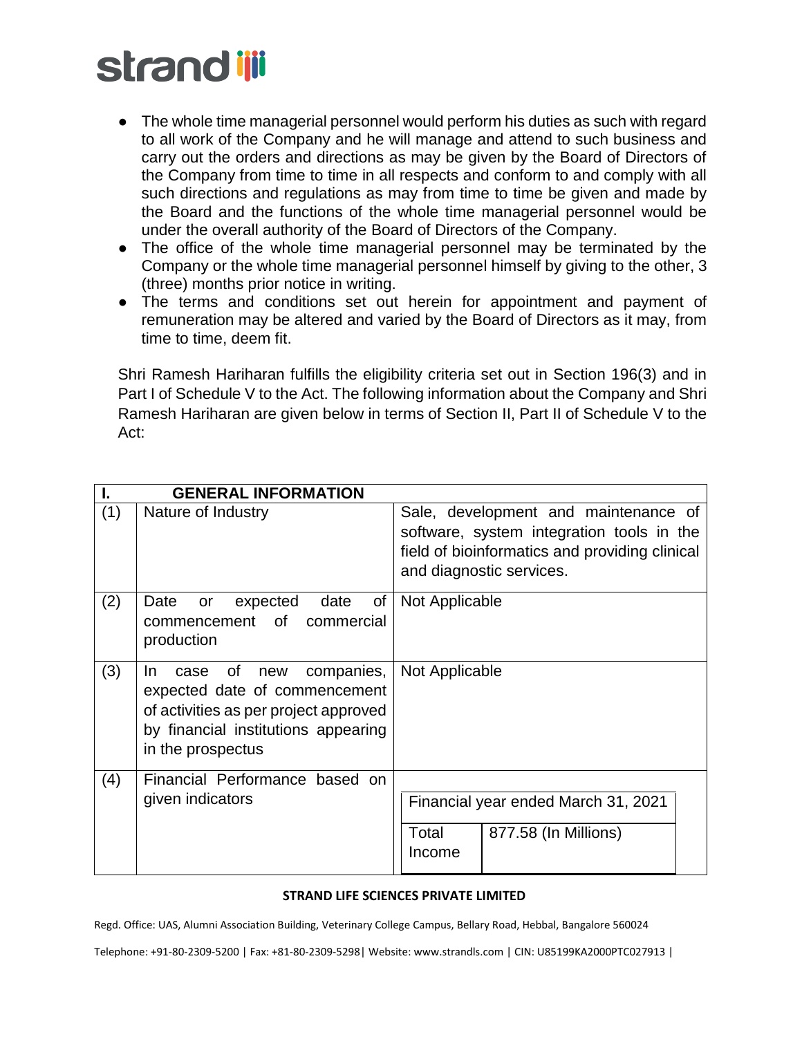- The whole time managerial personnel would perform his duties as such with regard to all work of the Company and he will manage and attend to such business and carry out the orders and directions as may be given by the Board of Directors of the Company from time to time in all respects and conform to and comply with all such directions and regulations as may from time to time be given and made by the Board and the functions of the whole time managerial personnel would be under the overall authority of the Board of Directors of the Company.
- The office of the whole time managerial personnel may be terminated by the Company or the whole time managerial personnel himself by giving to the other, 3 (three) months prior notice in writing.
- The terms and conditions set out herein for appointment and payment of remuneration may be altered and varied by the Board of Directors as it may, from time to time, deem fit.

Shri Ramesh Hariharan fulfills the eligibility criteria set out in Section 196(3) and in Part I of Schedule V to the Act. The following information about the Company and Shri Ramesh Hariharan are given below in terms of Section II, Part II of Schedule V to the Act:

| I. | GENERAL INFORMATION | |
|---|---|---|
| (1) | Nature of Industry | Sale, development and maintenance of software, system integration tools in the field of bioinformatics and providing clinical and diagnostic services. |
| (2) | Date or expected date of commencement of commercial production | Not Applicable |
| (3) | In case of new companies, expected date of commencement of activities as per project approved by financial institutions appearing in the prospectus | Not Applicable |
| (4) | Financial Performance based on given indicators | Financial year ended March 31, 2021<br>Total Income: 877.58 (In Millions) |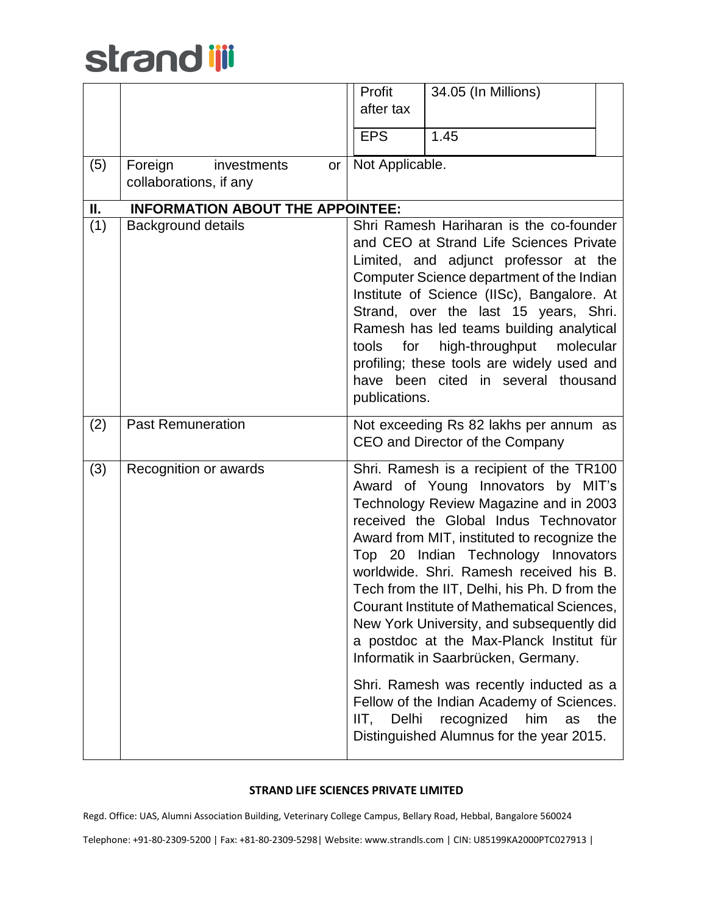| | | | |
|---|---|---|---|
| | | Profit after tax | 34.05 (In Millions) |
| | | EPS | 1.45 |
| (5) | Foreign investments or collaborations, if any | Not Applicable. | |
| **II.** | **INFORMATION ABOUT THE APPOINTEE:** | | |
| (1) | Background details | Shri Ramesh Hariharan is the co-founder and CEO at Strand Life Sciences Private Limited, and adjunct professor at the Computer Science department of the Indian Institute of Science (IISc), Bangalore. At Strand, over the last 15 years, Shri. Ramesh has led teams building analytical tools for high-throughput molecular profiling; these tools are widely used and have been cited in several thousand publications. | |
| (2) | Past Remuneration | Not exceeding Rs 82 lakhs per annum as CEO and Director of the Company | |
| (3) | Recognition or awards | Shri. Ramesh is a recipient of the TR100 Award of Young Innovators by MIT's Technology Review Magazine and in 2003 received the Global Indus Technovator Award from MIT, instituted to recognize the Top 20 Indian Technology Innovators worldwide. Shri. Ramesh received his B. Tech from the IIT, Delhi, his Ph. D from the Courant Institute of Mathematical Sciences, New York University, and subsequently did a postdoc at the Max-Planck Institut für Informatik in Saarbrücken, Germany.<br><br>Shri. Ramesh was recently inducted as a Fellow of the Indian Academy of Sciences. IIT, Delhi recognized him as the Distinguished Alumnus for the year 2015. | |

**STRAND LIFE SCIENCES PRIVATE LIMITED**

Regd. Office: UAS, Alumni Association Building, Veterinary College Campus, Bellary Road, Hebbal, Bangalore 560024

Telephone: +91-80-2309-5200 | Fax: +81-80-2309-5298| Website: www.strandls.com | CIN: U85199KA2000PTC027913 |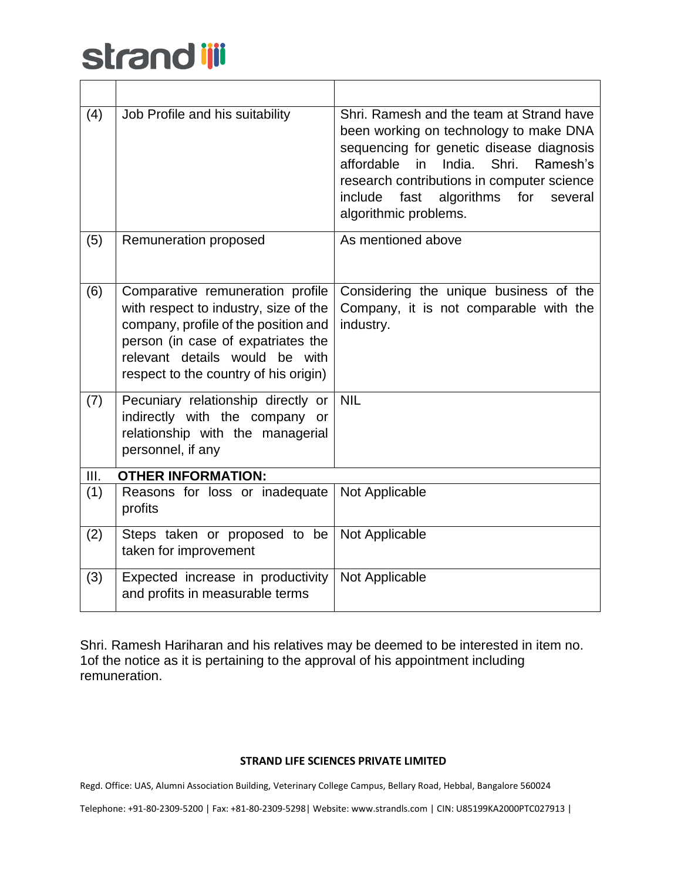| | | |
|---|---|---|
| (4) | Job Profile and his suitability | Shri. Ramesh and the team at Strand have been working on technology to make DNA sequencing for genetic disease diagnosis affordable in India. Shri. Ramesh's research contributions in computer science include fast algorithms for several algorithmic problems. |
| (5) | Remuneration proposed | As mentioned above |
| (6) | Comparative remuneration profile with respect to industry, size of the company, profile of the position and person (in case of expatriates the relevant details would be with respect to the country of his origin) | Considering the unique business of the Company, it is not comparable with the industry. |
| (7) | Pecuniary relationship directly or indirectly with the company or relationship with the managerial personnel, if any | NIL |
| III. | **OTHER INFORMATION:** | |
| (1) | Reasons for loss or inadequate profits | Not Applicable |
| (2) | Steps taken or proposed to be taken for improvement | Not Applicable |
| (3) | Expected increase in productivity and profits in measurable terms | Not Applicable |

Shri. Ramesh Hariharan and his relatives may be deemed to be interested in item no. 1of the notice as it is pertaining to the approval of his appointment including remuneration.

**STRAND LIFE SCIENCES PRIVATE LIMITED**

Regd. Office: UAS, Alumni Association Building, Veterinary College Campus, Bellary Road, Hebbal, Bangalore 560024

Telephone: +91-80-2309-5200 | Fax: +81-80-2309-5298| Website: www.strandls.com | CIN: U85199KA2000PTC027913 |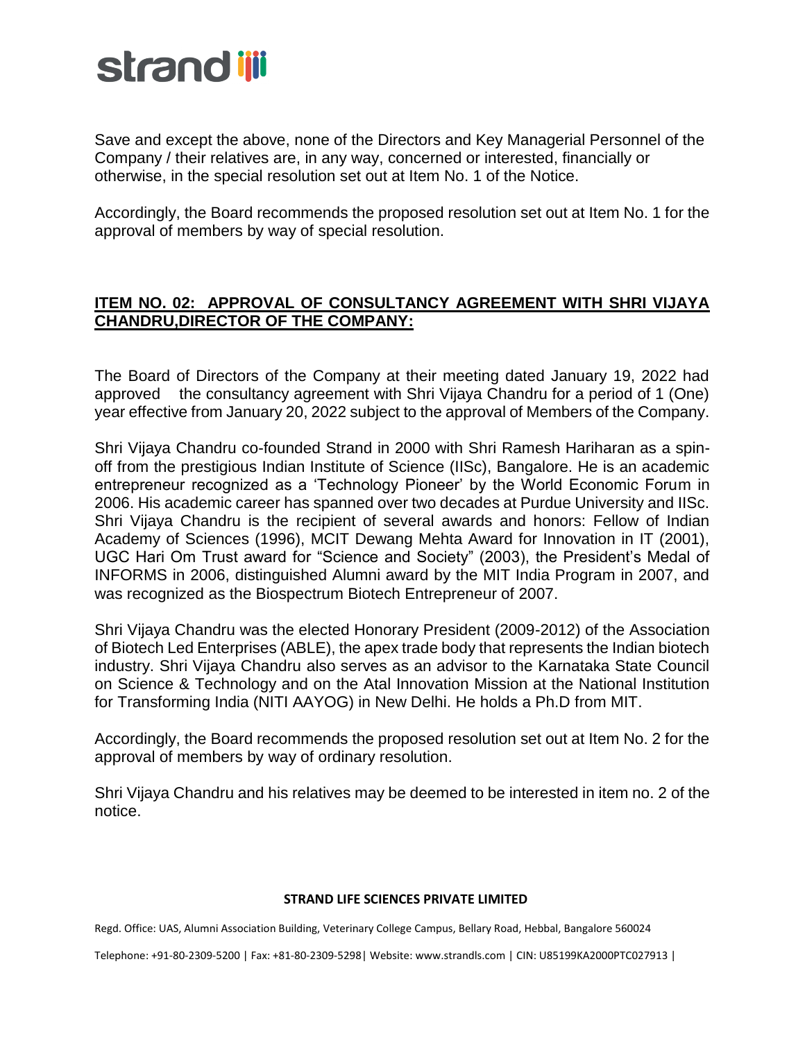Save and except the above, none of the Directors and Key Managerial Personnel of the Company / their relatives are, in any way, concerned or interested, financially or otherwise, in the special resolution set out at Item No. 1 of the Notice.

Accordingly, the Board recommends the proposed resolution set out at Item No. 1 for the approval of members by way of special resolution.

## ITEM NO. 02: APPROVAL OF CONSULTANCY AGREEMENT WITH SHRI VIJAYA CHANDRU,DIRECTOR OF THE COMPANY:

The Board of Directors of the Company at their meeting dated January 19, 2022 had approved the consultancy agreement with Shri Vijaya Chandru for a period of 1 (One) year effective from January 20, 2022 subject to the approval of Members of the Company.

Shri Vijaya Chandru co-founded Strand in 2000 with Shri Ramesh Hariharan as a spin-off from the prestigious Indian Institute of Science (IISc), Bangalore. He is an academic entrepreneur recognized as a 'Technology Pioneer' by the World Economic Forum in 2006. His academic career has spanned over two decades at Purdue University and IISc. Shri Vijaya Chandru is the recipient of several awards and honors: Fellow of Indian Academy of Sciences (1996), MCIT Dewang Mehta Award for Innovation in IT (2001), UGC Hari Om Trust award for "Science and Society" (2003), the President's Medal of INFORMS in 2006, distinguished Alumni award by the MIT India Program in 2007, and was recognized as the Biospectrum Biotech Entrepreneur of 2007.

Shri Vijaya Chandru was the elected Honorary President (2009-2012) of the Association of Biotech Led Enterprises (ABLE), the apex trade body that represents the Indian biotech industry. Shri Vijaya Chandru also serves as an advisor to the Karnataka State Council on Science & Technology and on the Atal Innovation Mission at the National Institution for Transforming India (NITI AAYOG) in New Delhi. He holds a Ph.D from MIT.

Accordingly, the Board recommends the proposed resolution set out at Item No. 2 for the approval of members by way of ordinary resolution.

Shri Vijaya Chandru and his relatives may be deemed to be interested in item no. 2 of the notice.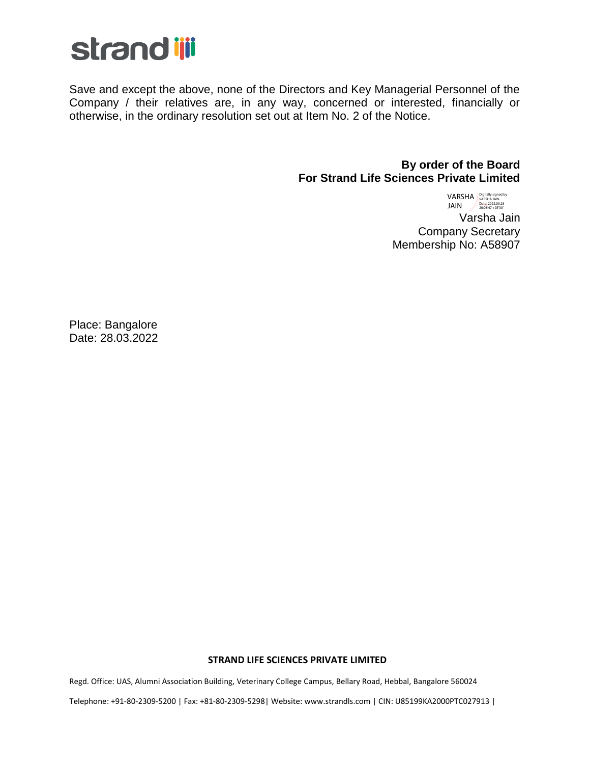Save and except the above, none of the Directors and Key Managerial Personnel of the Company / their relatives are, in any way, concerned or interested, financially or otherwise, in the ordinary resolution set out at Item No. 2 of the Notice.

**By order of the Board**
**For Strand Life Sciences Private Limited**

VARSHA JAIN Digitally signed by VARSHA JAIN Date: 2022.03.28 20:03:47 +05'30'

Varsha Jain
Company Secretary
Membership No: A58907

Place: Bangalore
Date: 28.03.2022

**STRAND LIFE SCIENCES PRIVATE LIMITED**

Regd. Office: UAS, Alumni Association Building, Veterinary College Campus, Bellary Road, Hebbal, Bangalore 560024

Telephone: +91-80-2309-5200 | Fax: +81-80-2309-5298| Website: www.strandls.com | CIN: U85199KA2000PTC027913 |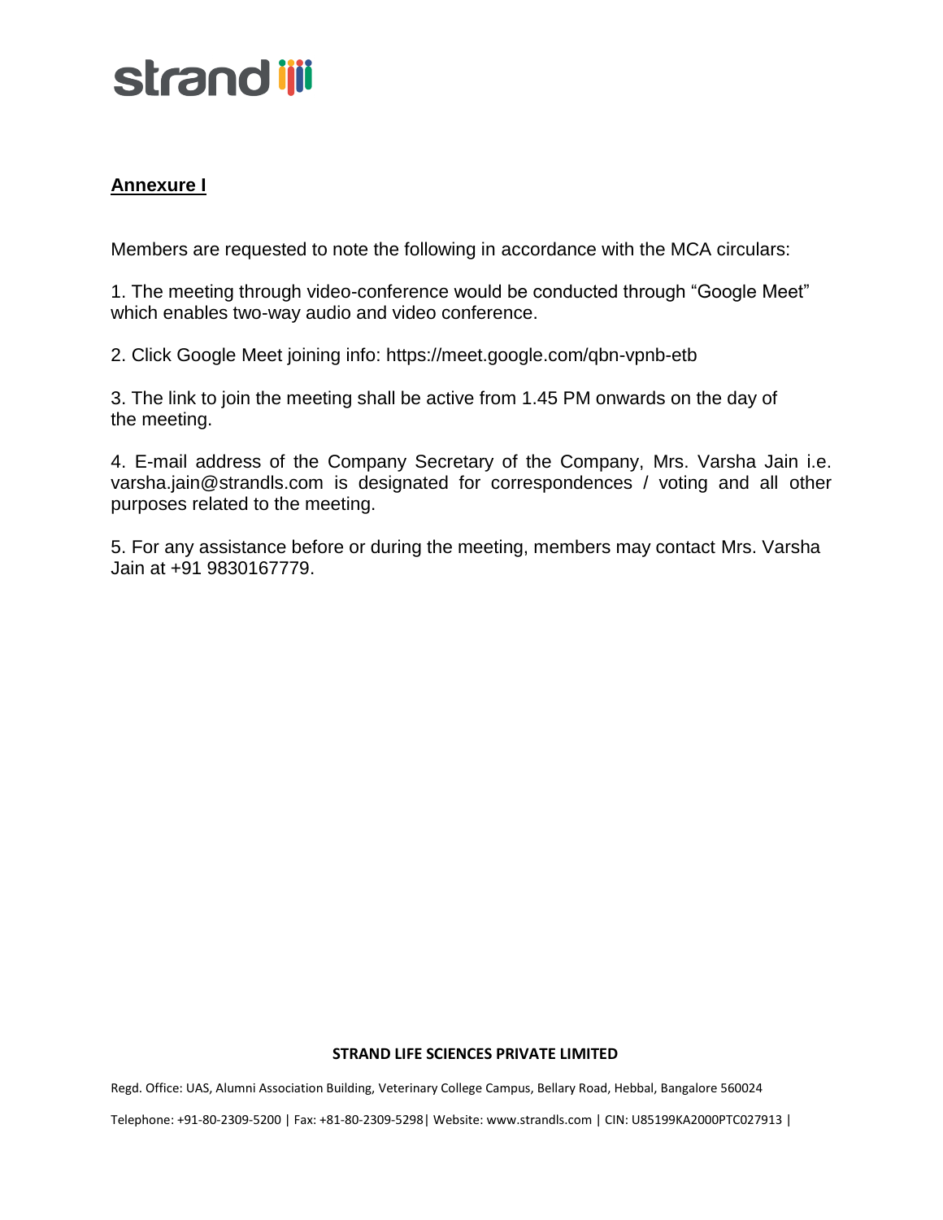## Annexure I

Members are requested to note the following in accordance with the MCA circulars:

1. The meeting through video-conference would be conducted through "Google Meet" which enables two-way audio and video conference.

2. Click Google Meet joining info: https://meet.google.com/qbn-vpnb-etb

3. The link to join the meeting shall be active from 1.45 PM onwards on the day of the meeting.

4. E-mail address of the Company Secretary of the Company, Mrs. Varsha Jain i.e. varsha.jain@strandls.com is designated for correspondences / voting and all other purposes related to the meeting.

5. For any assistance before or during the meeting, members may contact Mrs. Varsha Jain at +91 9830167779.